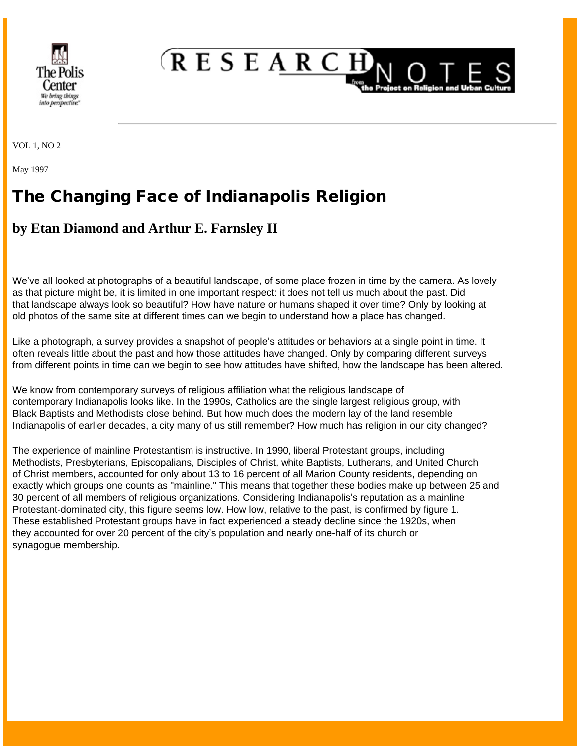The Polis Center

We bring things into perspective.

RESEARCH NOTES from the Project on Religion and Urban Culture

VOL 1, NO 2

May 1997

# The Changing Face of Indianapolis Religion

## by Etan Diamond and Arthur E. Farnsley II

We've all looked at photographs of a beautiful landscape, of some place frozen in time by the camera. As lovely as that picture might be, it is limited in one important respect: it does not tell us much about the past. Did that landscape always look so beautiful? How have nature or humans shaped it over time? Only by looking at old photos of the same site at different times can we begin to understand how a place has changed.

Like a photograph, a survey provides a snapshot of people's attitudes or behaviors at a single point in time. It often reveals little about the past and how those attitudes have changed. Only by comparing different surveys from different points in time can we begin to see how attitudes have shifted, how the landscape has been altered.

We know from contemporary surveys of religious affiliation what the religious landscape of contemporary Indianapolis looks like. In the 1990s, Catholics are the single largest religious group, with Black Baptists and Methodists close behind. But how much does the modern lay of the land resemble Indianapolis of earlier decades, a city many of us still remember? How much has religion in our city changed?

The experience of mainline Protestantism is instructive. In 1990, liberal Protestant groups, including Methodists, Presbyterians, Episcopalians, Disciples of Christ, white Baptists, Lutherans, and United Church of Christ members, accounted for only about 13 to 16 percent of all Marion County residents, depending on exactly which groups one counts as "mainline." This means that together these bodies make up between 25 and 30 percent of all members of religious organizations. Considering Indianapolis's reputation as a mainline Protestant-dominated city, this figure seems low. How low, relative to the past, is confirmed by figure 1. These established Protestant groups have in fact experienced a steady decline since the 1920s, when they accounted for over 20 percent of the city's population and nearly one-half of its church or synagogue membership.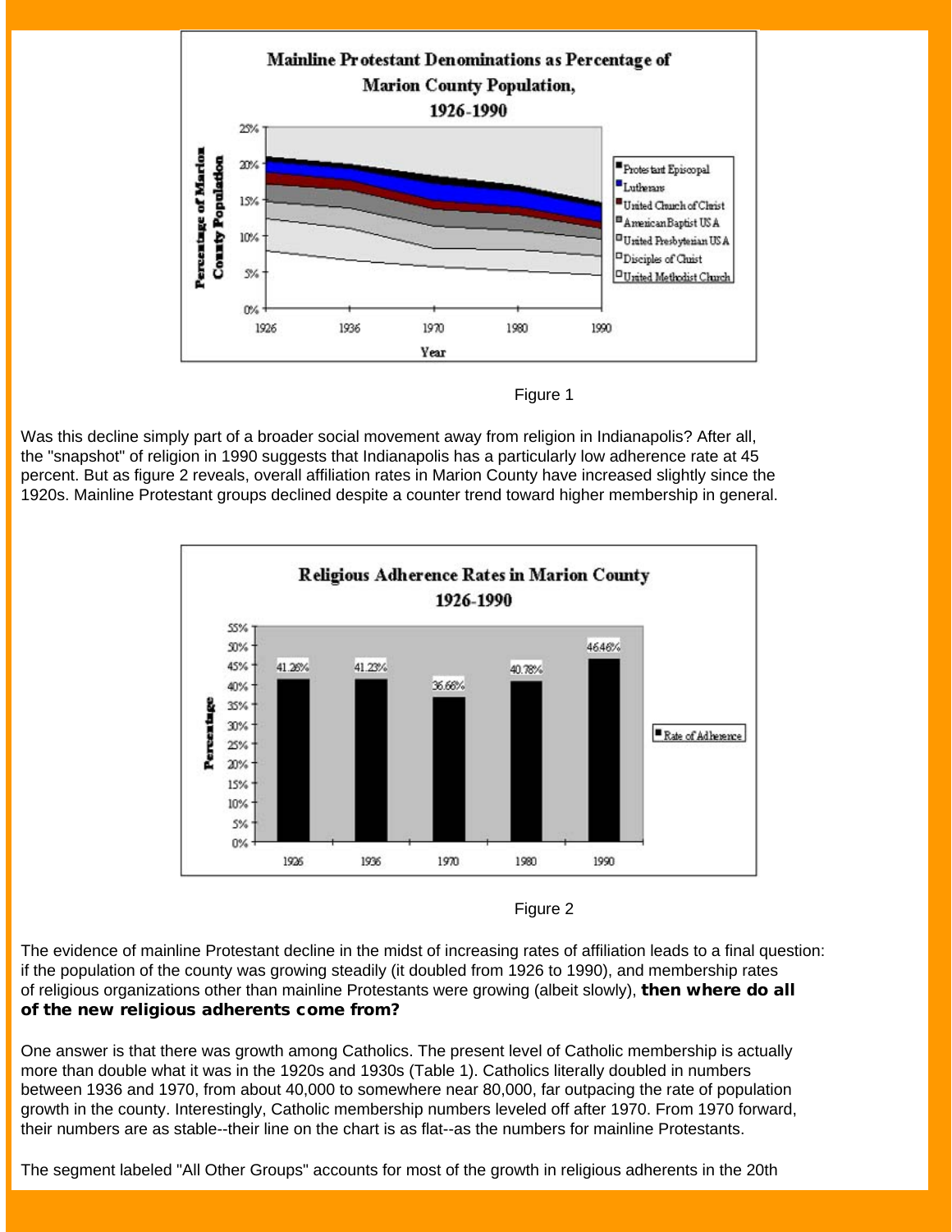Figure 1

Was this decline simply part of a broader social movement away from religion in Indianapolis? After all, the "snapshot" of religion in 1990 suggests that Indianapolis has a particularly low adherence rate at 45 percent. But as figure 2 reveals, overall affiliation rates in Marion County have increased slightly since the 1920s. Mainline Protestant groups declined despite a counter trend toward higher membership in general.

Figure 2

The evidence of mainline Protestant decline in the midst of increasing rates of affiliation leads to a final question: if the population of the county was growing steadily (it doubled from 1926 to 1990), and membership rates of religious organizations other than mainline Protestants were growing (albeit slowly), **then where do all of the new religious adherents come from?**

One answer is that there was growth among Catholics. The present level of Catholic membership is actually more than double what it was in the 1920s and 1930s (Table 1). Catholics literally doubled in numbers between 1936 and 1970, from about 40,000 to somewhere near 80,000, far outpacing the rate of population growth in the county. Interestingly, Catholic membership numbers leveled off after 1970. From 1970 forward, their numbers are as stable--their line on the chart is as flat--as the numbers for mainline Protestants.

The segment labeled "All Other Groups" accounts for most of the growth in religious adherents in the 20th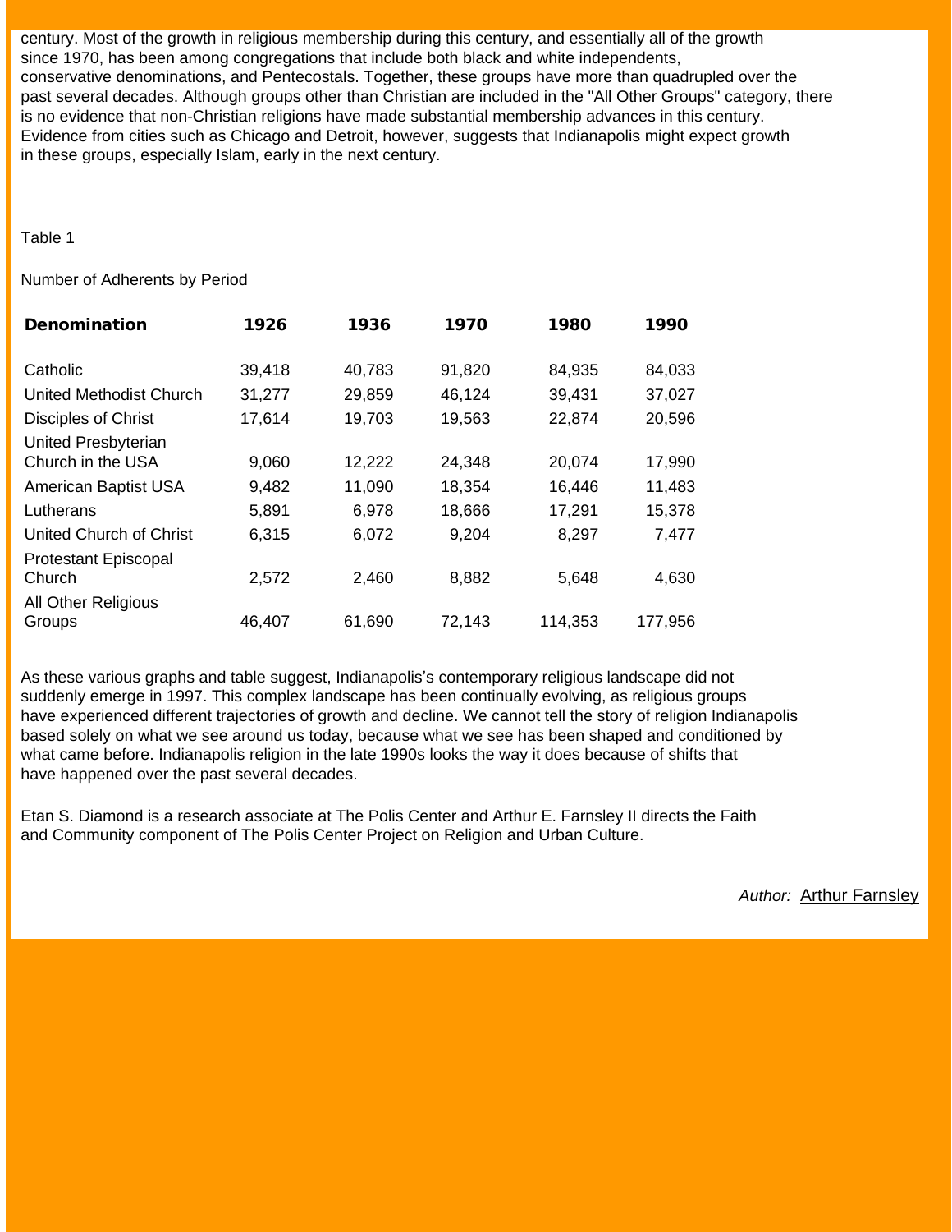century. Most of the growth in religious membership during this century, and essentially all of the growth since 1970, has been among congregations that include both black and white independents, conservative denominations, and Pentecostals. Together, these groups have more than quadrupled over the past several decades. Although groups other than Christian are included in the "All Other Groups" category, there is no evidence that non-Christian religions have made substantial membership advances in this century. Evidence from cities such as Chicago and Detroit, however, suggests that Indianapolis might expect growth in these groups, especially Islam, early in the next century.

Table 1

Number of Adherents by Period

| Denomination | 1926 | 1936 | 1970 | 1980 | 1990 |
|---|---|---|---|---|---|
| Catholic | 39,418 | 40,783 | 91,820 | 84,935 | 84,033 |
| United Methodist Church | 31,277 | 29,859 | 46,124 | 39,431 | 37,027 |
| Disciples of Christ | 17,614 | 19,703 | 19,563 | 22,874 | 20,596 |
| United Presbyterian Church in the USA | 9,060 | 12,222 | 24,348 | 20,074 | 17,990 |
| American Baptist USA | 9,482 | 11,090 | 18,354 | 16,446 | 11,483 |
| Lutherans | 5,891 | 6,978 | 18,666 | 17,291 | 15,378 |
| United Church of Christ | 6,315 | 6,072 | 9,204 | 8,297 | 7,477 |
| Protestant Episcopal Church | 2,572 | 2,460 | 8,882 | 5,648 | 4,630 |
| All Other Religious Groups | 46,407 | 61,690 | 72,143 | 114,353 | 177,956 |

As these various graphs and table suggest, Indianapolis's contemporary religious landscape did not suddenly emerge in 1997. This complex landscape has been continually evolving, as religious groups have experienced different trajectories of growth and decline. We cannot tell the story of religion Indianapolis based solely on what we see around us today, because what we see has been shaped and conditioned by what came before. Indianapolis religion in the late 1990s looks the way it does because of shifts that have happened over the past several decades.

Etan S. Diamond is a research associate at The Polis Center and Arthur E. Farnsley II directs the Faith and Community component of The Polis Center Project on Religion and Urban Culture.

*Author:* Arthur Farnsley